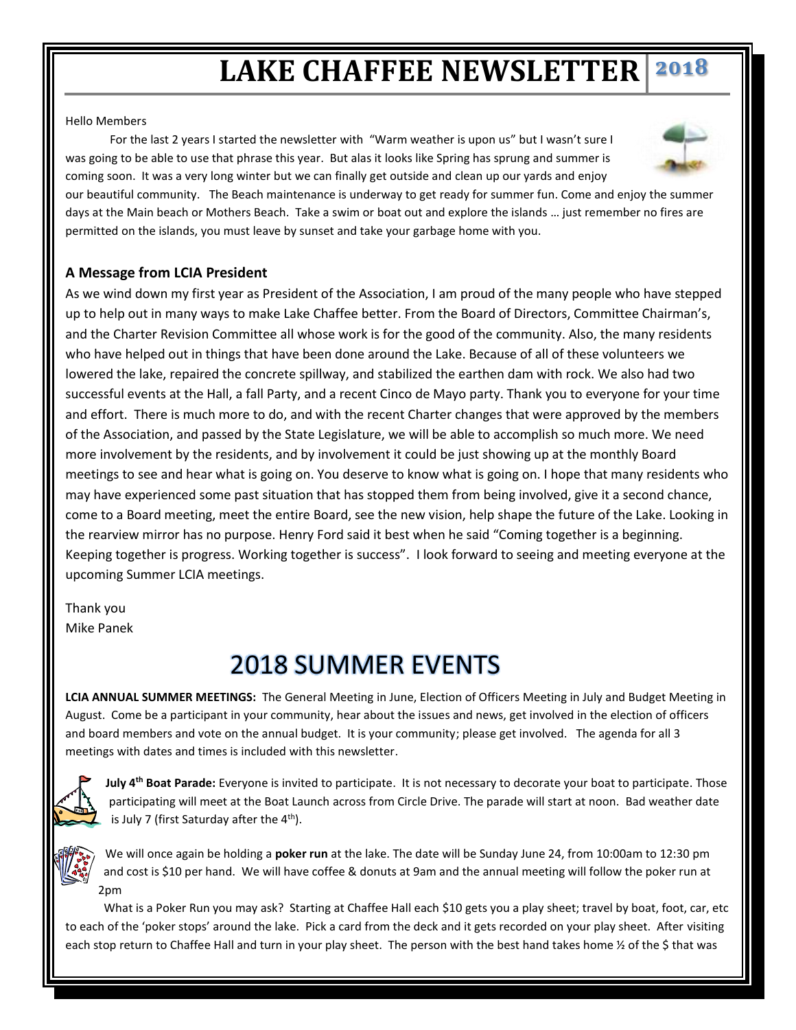# LAKE CHAFFEE NEWSLETTER 2018

Hello Members

For the last 2 years I started the newsletter with "Warm weather is upon us" but I wasn't sure I was going to be able to use that phrase this year. But alas it looks like Spring has sprung and summer is coming soon. It was a very long winter but we can finally get outside and clean up our yards and enjoy our beautiful community. The Beach maintenance is underway to get ready for summer fun. Come and enjoy the summer days at the Main beach or Mothers Beach. Take a swim or boat out and explore the islands … just remember no fires are permitted on the islands, you must leave by sunset and take your garbage home with you.

### A Message from LCIA President

As we wind down my first year as President of the Association, I am proud of the many people who have stepped up to help out in many ways to make Lake Chaffee better. From the Board of Directors, Committee Chairman's, and the Charter Revision Committee all whose work is for the good of the community. Also, the many residents who have helped out in things that have been done around the Lake. Because of all of these volunteers we lowered the lake, repaired the concrete spillway, and stabilized the earthen dam with rock. We also had two successful events at the Hall, a fall Party, and a recent Cinco de Mayo party. Thank you to everyone for your time and effort. There is much more to do, and with the recent Charter changes that were approved by the members of the Association, and passed by the State Legislature, we will be able to accomplish so much more. We need more involvement by the residents, and by involvement it could be just showing up at the monthly Board meetings to see and hear what is going on. You deserve to know what is going on. I hope that many residents who may have experienced some past situation that has stopped them from being involved, give it a second chance, come to a Board meeting, meet the entire Board, see the new vision, help shape the future of the Lake. Looking in the rearview mirror has no purpose. Henry Ford said it best when he said "Coming together is a beginning. Keeping together is progress. Working together is success". I look forward to seeing and meeting everyone at the upcoming Summer LCIA meetings.

Thank you
Mike Panek

## 2018 SUMMER EVENTS

**LCIA ANNUAL SUMMER MEETINGS:** The General Meeting in June, Election of Officers Meeting in July and Budget Meeting in August. Come be a participant in your community, hear about the issues and news, get involved in the election of officers and board members and vote on the annual budget. It is your community; please get involved. The agenda for all 3 meetings with dates and times is included with this newsletter.

**July 4th Boat Parade:** Everyone is invited to participate. It is not necessary to decorate your boat to participate. Those participating will meet at the Boat Launch across from Circle Drive. The parade will start at noon. Bad weather date is July 7 (first Saturday after the 4th).

We will once again be holding a **poker run** at the lake. The date will be Sunday June 24, from 10:00am to 12:30 pm and cost is $10 per hand. We will have coffee & donuts at 9am and the annual meeting will follow the poker run at 2pm

What is a Poker Run you may ask? Starting at Chaffee Hall each $10 gets you a play sheet; travel by boat, foot, car, etc to each of the 'poker stops' around the lake. Pick a card from the deck and it gets recorded on your play sheet. After visiting each stop return to Chaffee Hall and turn in your play sheet. The person with the best hand takes home ½ of the $ that was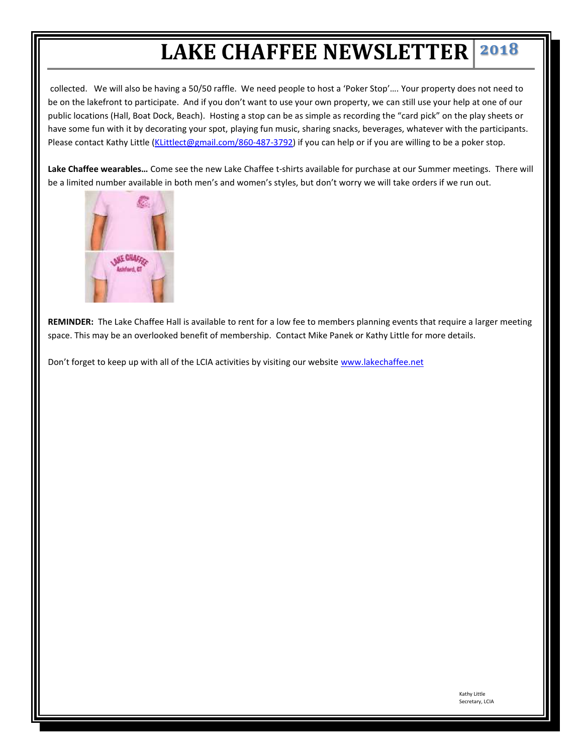collected.  We will also be having a 50/50 raffle.  We need people to host a 'Poker Stop'…. Your property does not need to be on the lakefront to participate.  And if you don't want to use your own property, we can still use your help at one of our public locations (Hall, Boat Dock, Beach).  Hosting a stop can be as simple as recording the "card pick" on the play sheets or have some fun with it by decorating your spot, playing fun music, sharing snacks, beverages, whatever with the participants. Please contact Kathy Little (KLittlect@gmail.com/860-487-3792) if you can help or if you are willing to be a poker stop.

**Lake Chaffee wearables…** Come see the new Lake Chaffee t-shirts available for purchase at our Summer meetings.  There will be a limited number available in both men's and women's styles, but don't worry we will take orders if we run out.

**REMINDER:** The Lake Chaffee Hall is available to rent for a low fee to members planning events that require a larger meeting space. This may be an overlooked benefit of membership.  Contact Mike Panek or Kathy Little for more details.

Don't forget to keep up with all of the LCIA activities by visiting our website www.lakechaffee.net

Kathy Little
Secretary, LCIA